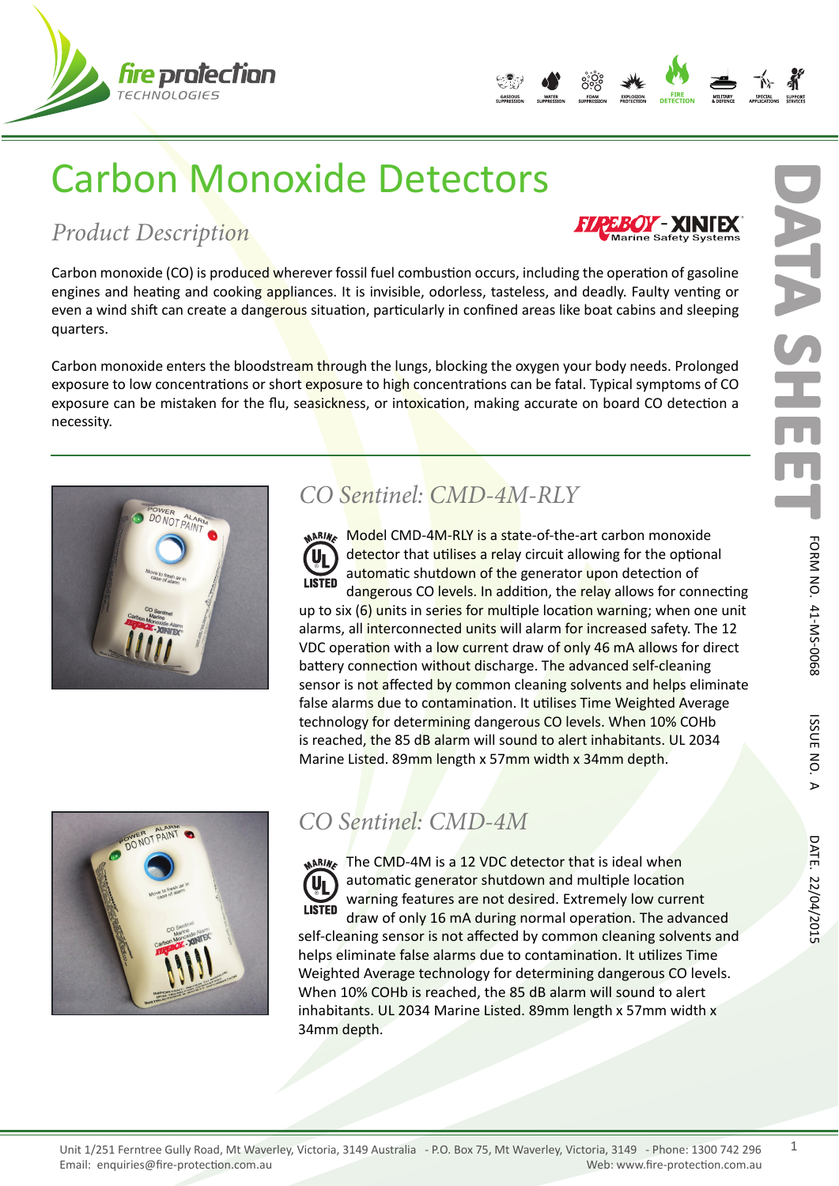# Carbon Monoxide Detectors

## Product Description

Carbon monoxide (CO) is produced wherever fossil fuel combustion occurs, including the operation of gasoline engines and heating and cooking appliances. It is invisible, odorless, tasteless, and deadly. Faulty venting or even a wind shift can create a dangerous situation, particularly in confined areas like boat cabins and sleeping quarters.

Carbon monoxide enters the bloodstream through the lungs, blocking the oxygen your body needs. Prolonged exposure to low concentrations or short exposure to high concentrations can be fatal. Typical symptoms of CO exposure can be mistaken for the flu, seasickness, or intoxication, making accurate on board CO detection a necessity.

### CO Sentinel: CMD-4M-RLY

Model CMD-4M-RLY is a state-of-the-art carbon monoxide detector that utilises a relay circuit allowing for the optional automatic shutdown of the generator upon detection of dangerous CO levels. In addition, the relay allows for connecting up to six (6) units in series for multiple location warning; when one unit alarms, all interconnected units will alarm for increased safety. The 12 VDC operation with a low current draw of only 46 mA allows for direct battery connection without discharge. The advanced self-cleaning sensor is not affected by common cleaning solvents and helps eliminate false alarms due to contamination. It utilises Time Weighted Average technology for determining dangerous CO levels. When 10% COHb is reached, the 85 dB alarm will sound to alert inhabitants. UL 2034 Marine Listed. 89mm length x 57mm width x 34mm depth.

### CO Sentinel: CMD-4M

The CMD-4M is a 12 VDC detector that is ideal when automatic generator shutdown and multiple location warning features are not desired. Extremely low current draw of only 16 mA during normal operation. The advanced self-cleaning sensor is not affected by common cleaning solvents and helps eliminate false alarms due to contamination. It utilizes Time Weighted Average technology for determining dangerous CO levels. When 10% COHb is reached, the 85 dB alarm will sound to alert inhabitants. UL 2034 Marine Listed. 89mm length x 57mm width x 34mm depth.

Unit 1/251 Ferntree Gully Road, Mt Waverley, Victoria, 3149 Australia - P.O. Box 75, Mt Waverley, Victoria, 3149 - Phone: 1300 742 296
Email: enquiries@fire-protection.com.au Web: www.fire-protection.com.au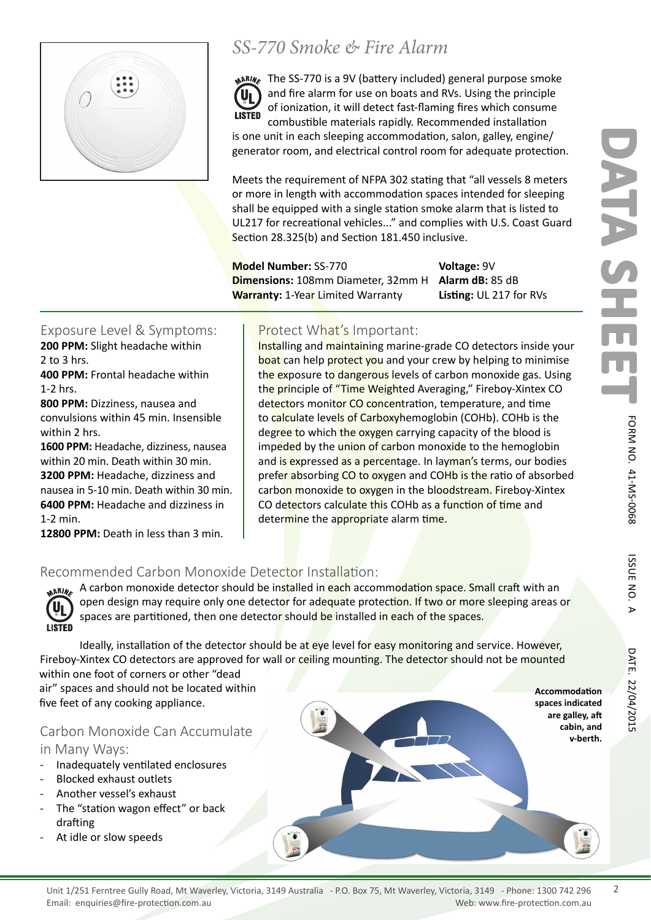# SS-770 Smoke & Fire Alarm

The SS-770 is a 9V (battery included) general purpose smoke and fire alarm for use on boats and RVs. Using the principle of ionization, it will detect fast-flaming fires which consume combustible materials rapidly. Recommended installation is one unit in each sleeping accommodation, salon, galley, engine/generator room, and electrical control room for adequate protection.

Meets the requirement of NFPA 302 stating that "all vessels 8 meters or more in length with accommodation spaces intended for sleeping shall be equipped with a single station smoke alarm that is listed to UL217 for recreational vehicles..." and complies with U.S. Coast Guard Section 28.325(b) and Section 181.450 inclusive.

**Model Number:** SS-770
**Dimensions:** 108mm Diameter, 32mm H
**Warranty:** 1-Year Limited Warranty

**Voltage:** 9V
**Alarm dB:** 85 dB
**Listing:** UL 217 for RVs

## Exposure Level & Symptoms:

**200 PPM:** Slight headache within 2 to 3 hrs.
**400 PPM:** Frontal headache within 1-2 hrs.
**800 PPM:** Dizziness, nausea and convulsions within 45 min. Insensible within 2 hrs.
**1600 PPM:** Headache, dizziness, nausea within 20 min. Death within 30 min.
**3200 PPM:** Headache, dizziness and nausea in 5-10 min. Death within 30 min.
**6400 PPM:** Headache and dizziness in 1-2 min.
**12800 PPM:** Death in less than 3 min.

## Protect What's Important:

Installing and maintaining marine-grade CO detectors inside your boat can help protect you and your crew by helping to minimise the exposure to dangerous levels of carbon monoxide gas. Using the principle of "Time Weighted Averaging," Fireboy-Xintex CO detectors monitor CO concentration, temperature, and time to calculate levels of Carboxyhemoglobin (COHb). COHb is the degree to which the oxygen carrying capacity of the blood is impeded by the union of carbon monoxide to the hemoglobin and is expressed as a percentage. In layman's terms, our bodies prefer absorbing CO to oxygen and COHb is the ratio of absorbed carbon monoxide to oxygen in the bloodstream. Fireboy-Xintex CO detectors calculate this COHb as a function of time and determine the appropriate alarm time.

## Recommended Carbon Monoxide Detector Installation:

A carbon monoxide detector should be installed in each accommodation space. Small craft with an open design may require only one detector for adequate protection. If two or more sleeping areas or spaces are partitioned, then one detector should be installed in each of the spaces.

Ideally, installation of the detector should be at eye level for easy monitoring and service. However, Fireboy-Xintex CO detectors are approved for wall or ceiling mounting. The detector should not be mounted within one foot of corners or other "dead air" spaces and should not be located within five feet of any cooking appliance.

**Accommodation spaces indicated are galley, aft cabin, and v-berth.**

## Carbon Monoxide Can Accumulate in Many Ways:

- Inadequately ventilated enclosures
- Blocked exhaust outlets
- Another vessel's exhaust
- The "station wagon effect" or back drafting
- At idle or slow speeds

DATA SHEET FORM NO. 41-MS-0068 ISSUE NO. A DATE. 22/04/2015

Unit 1/251 Ferntree Gully Road, Mt Waverley, Victoria, 3149 Australia - P.O. Box 75, Mt Waverley, Victoria, 3149 - Phone: 1300 742 296
Email: enquiries@fire-protection.com.au Web: www.fire-protection.com.au